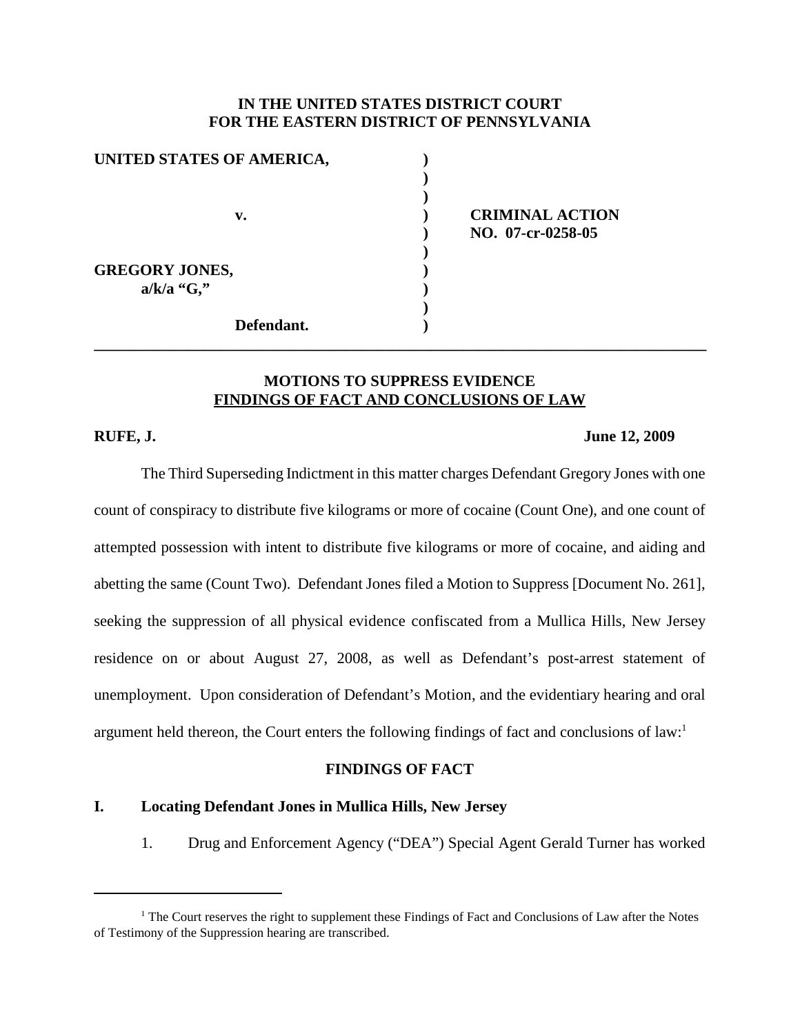**IN THE UNITED STATES DISTRICT COURT**
**FOR THE EASTERN DISTRICT OF PENNSYLVANIA**

| | | |
|---|---|---|
| **UNITED STATES OF AMERICA,** | ) | |
| | ) | |
| | ) | |
| **v.** | ) | **CRIMINAL ACTION** |
| | ) | **NO. 07-cr-0258-05** |
| | ) | |
| **GREGORY JONES,** | ) | |
| **a/k/a "G,"** | ) | |
| | ) | |
| **Defendant.** | ) | |

---

**MOTIONS TO SUPPRESS EVIDENCE**
**FINDINGS OF FACT AND CONCLUSIONS OF LAW**

**RUFE, J.** **June 12, 2009**

The Third Superseding Indictment in this matter charges Defendant Gregory Jones with one count of conspiracy to distribute five kilograms or more of cocaine (Count One), and one count of attempted possession with intent to distribute five kilograms or more of cocaine, and aiding and abetting the same (Count Two). Defendant Jones filed a Motion to Suppress [Document No. 261], seeking the suppression of all physical evidence confiscated from a Mullica Hills, New Jersey residence on or about August 27, 2008, as well as Defendant's post-arrest statement of unemployment. Upon consideration of Defendant's Motion, and the evidentiary hearing and oral argument held thereon, the Court enters the following findings of fact and conclusions of law:[1]

## FINDINGS OF FACT

### I. Locating Defendant Jones in Mullica Hills, New Jersey

1. Drug and Enforcement Agency ("DEA") Special Agent Gerald Turner has worked

---

[1] The Court reserves the right to supplement these Findings of Fact and Conclusions of Law after the Notes of Testimony of the Suppression hearing are transcribed.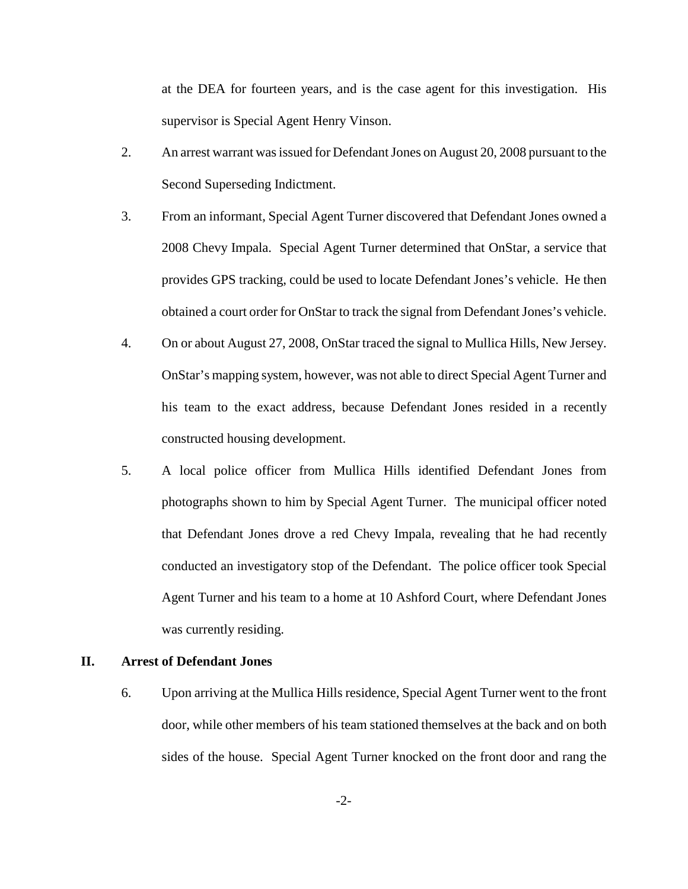at the DEA for fourteen years, and is the case agent for this investigation. His supervisor is Special Agent Henry Vinson.

2. An arrest warrant was issued for Defendant Jones on August 20, 2008 pursuant to the Second Superseding Indictment.

3. From an informant, Special Agent Turner discovered that Defendant Jones owned a 2008 Chevy Impala. Special Agent Turner determined that OnStar, a service that provides GPS tracking, could be used to locate Defendant Jones's vehicle. He then obtained a court order for OnStar to track the signal from Defendant Jones's vehicle.

4. On or about August 27, 2008, OnStar traced the signal to Mullica Hills, New Jersey. OnStar's mapping system, however, was not able to direct Special Agent Turner and his team to the exact address, because Defendant Jones resided in a recently constructed housing development.

5. A local police officer from Mullica Hills identified Defendant Jones from photographs shown to him by Special Agent Turner. The municipal officer noted that Defendant Jones drove a red Chevy Impala, revealing that he had recently conducted an investigatory stop of the Defendant. The police officer took Special Agent Turner and his team to a home at 10 Ashford Court, where Defendant Jones was currently residing.

## II. Arrest of Defendant Jones

6. Upon arriving at the Mullica Hills residence, Special Agent Turner went to the front door, while other members of his team stationed themselves at the back and on both sides of the house. Special Agent Turner knocked on the front door and rang the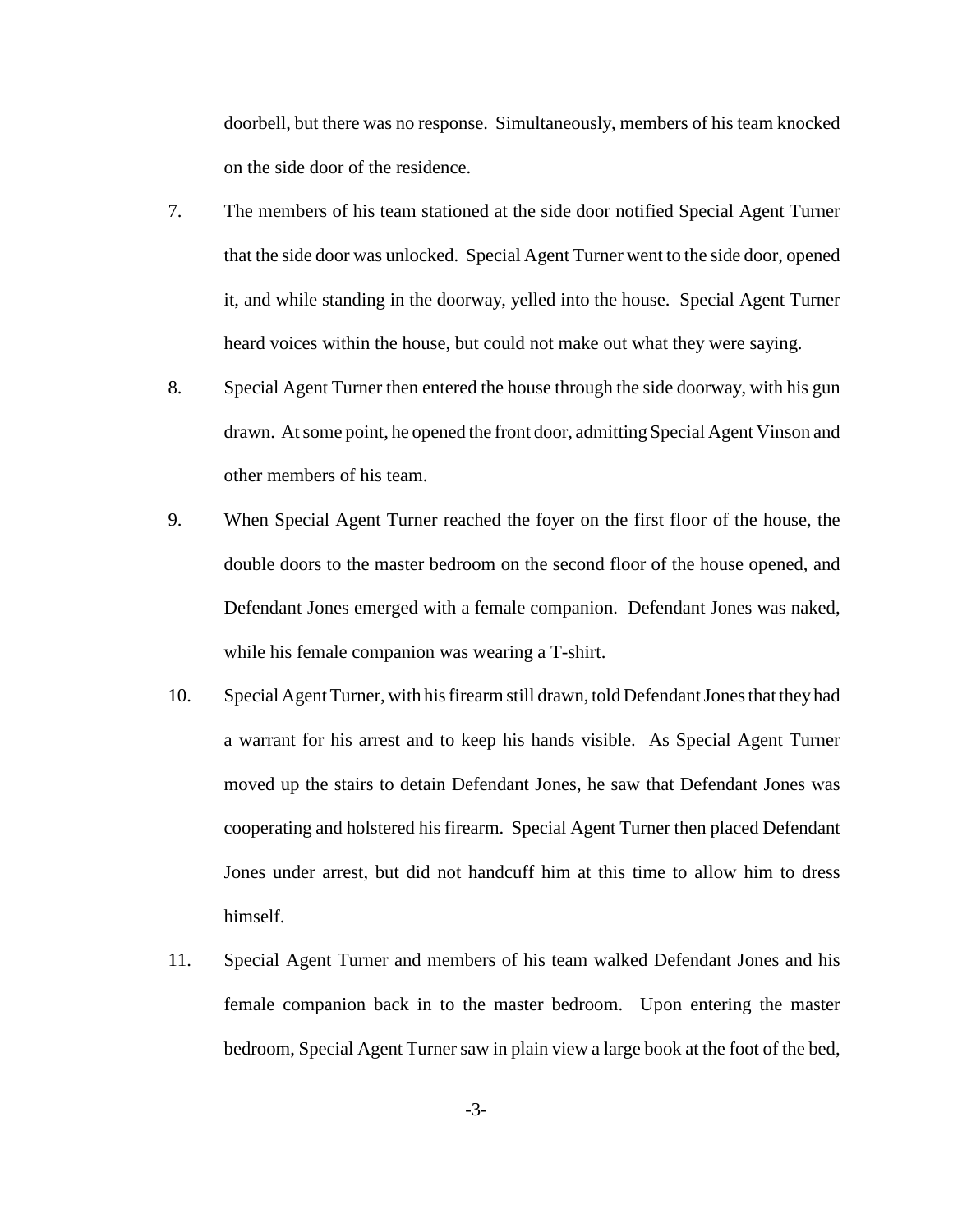doorbell, but there was no response. Simultaneously, members of his team knocked on the side door of the residence.

7. The members of his team stationed at the side door notified Special Agent Turner that the side door was unlocked. Special Agent Turner went to the side door, opened it, and while standing in the doorway, yelled into the house. Special Agent Turner heard voices within the house, but could not make out what they were saying.

8. Special Agent Turner then entered the house through the side doorway, with his gun drawn. At some point, he opened the front door, admitting Special Agent Vinson and other members of his team.

9. When Special Agent Turner reached the foyer on the first floor of the house, the double doors to the master bedroom on the second floor of the house opened, and Defendant Jones emerged with a female companion. Defendant Jones was naked, while his female companion was wearing a T-shirt.

10. Special Agent Turner, with his firearm still drawn, told Defendant Jones that they had a warrant for his arrest and to keep his hands visible. As Special Agent Turner moved up the stairs to detain Defendant Jones, he saw that Defendant Jones was cooperating and holstered his firearm. Special Agent Turner then placed Defendant Jones under arrest, but did not handcuff him at this time to allow him to dress himself.

11. Special Agent Turner and members of his team walked Defendant Jones and his female companion back in to the master bedroom. Upon entering the master bedroom, Special Agent Turner saw in plain view a large book at the foot of the bed,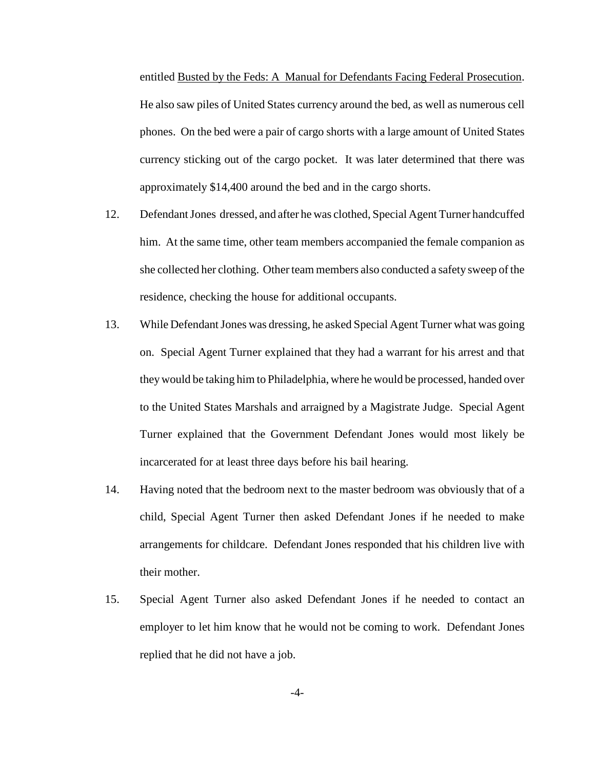entitled <u>Busted by the Feds: A Manual for Defendants Facing Federal Prosecution</u>. He also saw piles of United States currency around the bed, as well as numerous cell phones. On the bed were a pair of cargo shorts with a large amount of United States currency sticking out of the cargo pocket. It was later determined that there was approximately $14,400 around the bed and in the cargo shorts.

12. Defendant Jones dressed, and after he was clothed, Special Agent Turner handcuffed him. At the same time, other team members accompanied the female companion as she collected her clothing. Other team members also conducted a safety sweep of the residence, checking the house for additional occupants.

13. While Defendant Jones was dressing, he asked Special Agent Turner what was going on. Special Agent Turner explained that they had a warrant for his arrest and that they would be taking him to Philadelphia, where he would be processed, handed over to the United States Marshals and arraigned by a Magistrate Judge. Special Agent Turner explained that the Government Defendant Jones would most likely be incarcerated for at least three days before his bail hearing.

14. Having noted that the bedroom next to the master bedroom was obviously that of a child, Special Agent Turner then asked Defendant Jones if he needed to make arrangements for childcare. Defendant Jones responded that his children live with their mother.

15. Special Agent Turner also asked Defendant Jones if he needed to contact an employer to let him know that he would not be coming to work. Defendant Jones replied that he did not have a job.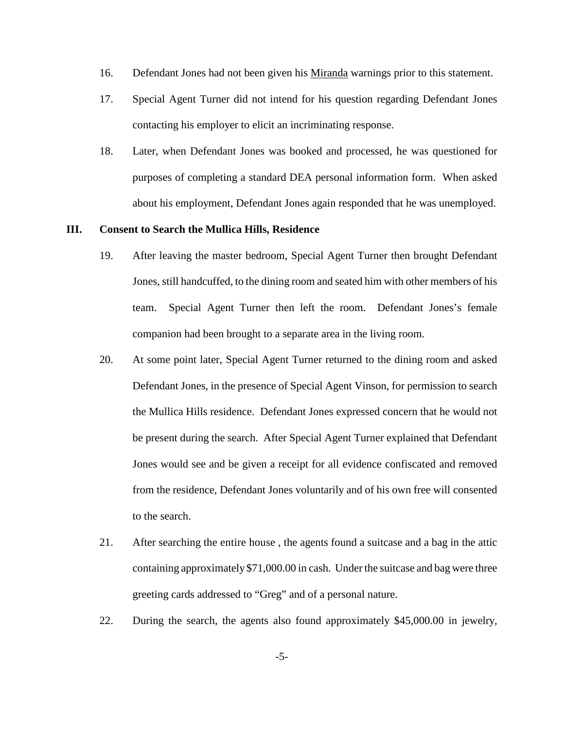16. Defendant Jones had not been given his Miranda warnings prior to this statement.

17. Special Agent Turner did not intend for his question regarding Defendant Jones contacting his employer to elicit an incriminating response.

18. Later, when Defendant Jones was booked and processed, he was questioned for purposes of completing a standard DEA personal information form. When asked about his employment, Defendant Jones again responded that he was unemployed.

## III. Consent to Search the Mullica Hills, Residence

19. After leaving the master bedroom, Special Agent Turner then brought Defendant Jones, still handcuffed, to the dining room and seated him with other members of his team. Special Agent Turner then left the room. Defendant Jones's female companion had been brought to a separate area in the living room.

20. At some point later, Special Agent Turner returned to the dining room and asked Defendant Jones, in the presence of Special Agent Vinson, for permission to search the Mullica Hills residence. Defendant Jones expressed concern that he would not be present during the search. After Special Agent Turner explained that Defendant Jones would see and be given a receipt for all evidence confiscated and removed from the residence, Defendant Jones voluntarily and of his own free will consented to the search.

21. After searching the entire house , the agents found a suitcase and a bag in the attic containing approximately $71,000.00 in cash. Under the suitcase and bag were three greeting cards addressed to "Greg" and of a personal nature.

22. During the search, the agents also found approximately $45,000.00 in jewelry,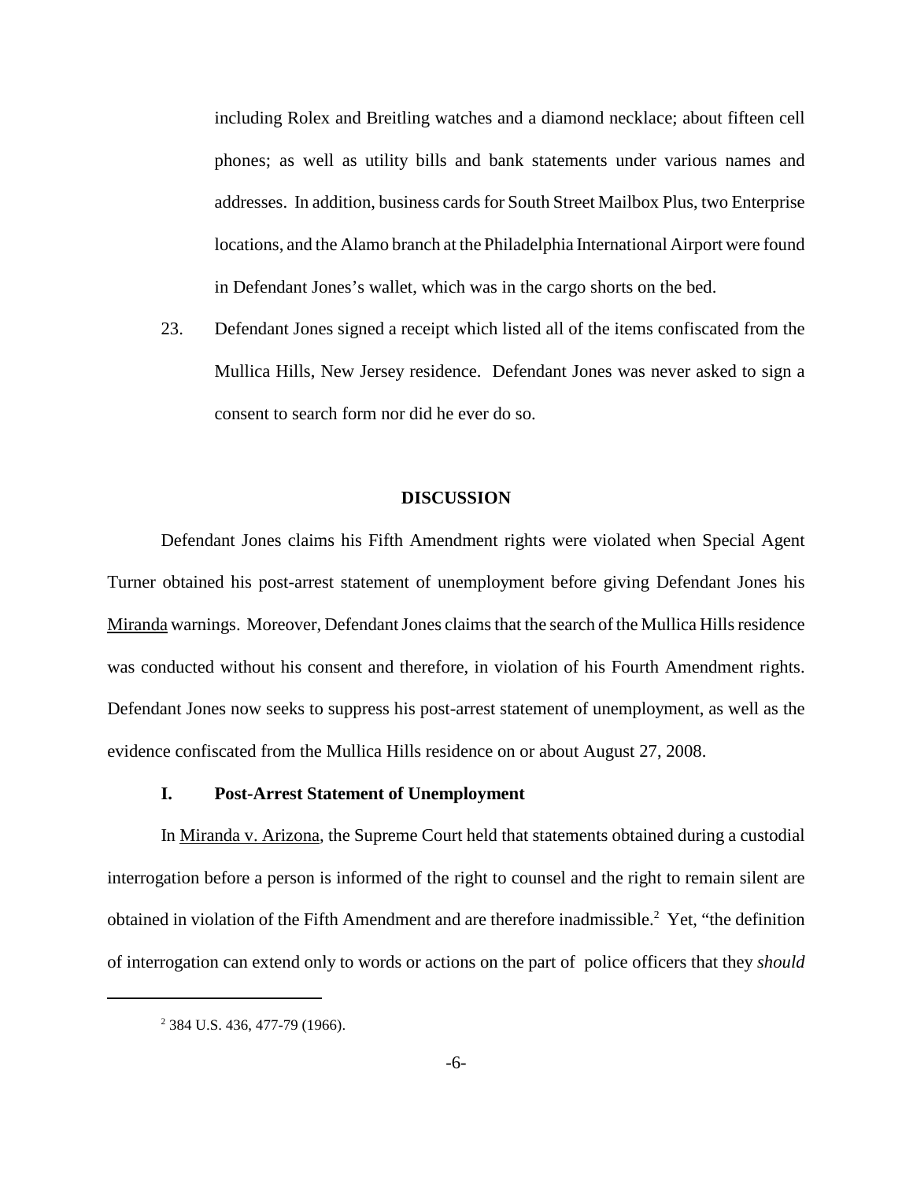including Rolex and Breitling watches and a diamond necklace; about fifteen cell phones; as well as utility bills and bank statements under various names and addresses. In addition, business cards for South Street Mailbox Plus, two Enterprise locations, and the Alamo branch at the Philadelphia International Airport were found in Defendant Jones's wallet, which was in the cargo shorts on the bed.

23. Defendant Jones signed a receipt which listed all of the items confiscated from the Mullica Hills, New Jersey residence. Defendant Jones was never asked to sign a consent to search form nor did he ever do so.

## DISCUSSION

Defendant Jones claims his Fifth Amendment rights were violated when Special Agent Turner obtained his post-arrest statement of unemployment before giving Defendant Jones his Miranda warnings. Moreover, Defendant Jones claims that the search of the Mullica Hills residence was conducted without his consent and therefore, in violation of his Fourth Amendment rights. Defendant Jones now seeks to suppress his post-arrest statement of unemployment, as well as the evidence confiscated from the Mullica Hills residence on or about August 27, 2008.

### I. Post-Arrest Statement of Unemployment

In Miranda v. Arizona, the Supreme Court held that statements obtained during a custodial interrogation before a person is informed of the right to counsel and the right to remain silent are obtained in violation of the Fifth Amendment and are therefore inadmissible.[2] Yet, "the definition of interrogation can extend only to words or actions on the part of police officers that they *should*

[2] 384 U.S. 436, 477-79 (1966).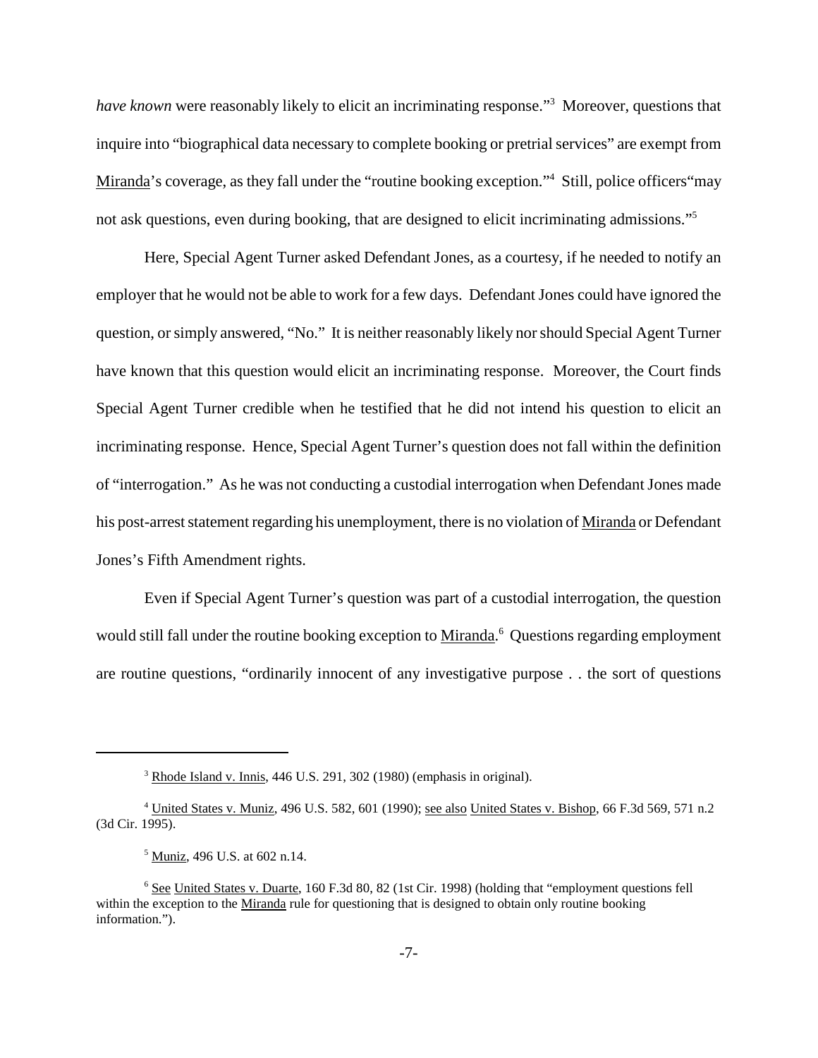*have known* were reasonably likely to elicit an incriminating response."[3] Moreover, questions that inquire into "biographical data necessary to complete booking or pretrial services" are exempt from Miranda's coverage, as they fall under the "routine booking exception."[4] Still, police officers"may not ask questions, even during booking, that are designed to elicit incriminating admissions."[5]

Here, Special Agent Turner asked Defendant Jones, as a courtesy, if he needed to notify an employer that he would not be able to work for a few days. Defendant Jones could have ignored the question, or simply answered, "No." It is neither reasonably likely nor should Special Agent Turner have known that this question would elicit an incriminating response. Moreover, the Court finds Special Agent Turner credible when he testified that he did not intend his question to elicit an incriminating response. Hence, Special Agent Turner's question does not fall within the definition of "interrogation." As he was not conducting a custodial interrogation when Defendant Jones made his post-arrest statement regarding his unemployment, there is no violation of Miranda or Defendant Jones's Fifth Amendment rights.

Even if Special Agent Turner's question was part of a custodial interrogation, the question would still fall under the routine booking exception to Miranda.[6] Questions regarding employment are routine questions, "ordinarily innocent of any investigative purpose . . the sort of questions

---

[3] Rhode Island v. Innis, 446 U.S. 291, 302 (1980) (emphasis in original).

[4] United States v. Muniz, 496 U.S. 582, 601 (1990); see also United States v. Bishop, 66 F.3d 569, 571 n.2 (3d Cir. 1995).

[5] Muniz, 496 U.S. at 602 n.14.

[6] See United States v. Duarte, 160 F.3d 80, 82 (1st Cir. 1998) (holding that "employment questions fell within the exception to the Miranda rule for questioning that is designed to obtain only routine booking information.").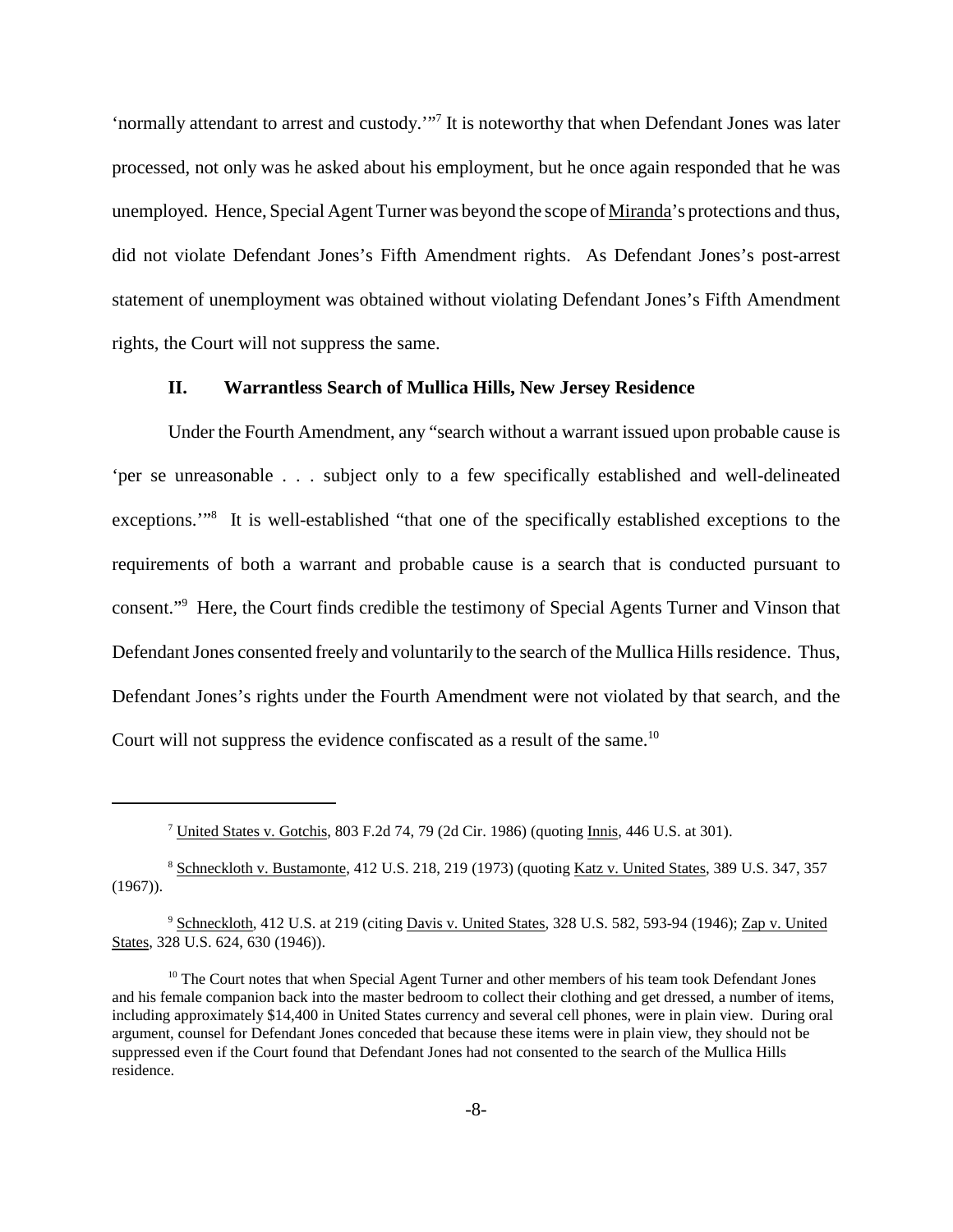'normally attendant to arrest and custody.'"[7] It is noteworthy that when Defendant Jones was later processed, not only was he asked about his employment, but he once again responded that he was unemployed. Hence, Special Agent Turner was beyond the scope of Miranda's protections and thus, did not violate Defendant Jones's Fifth Amendment rights. As Defendant Jones's post-arrest statement of unemployment was obtained without violating Defendant Jones's Fifth Amendment rights, the Court will not suppress the same.

## II. Warrantless Search of Mullica Hills, New Jersey Residence

Under the Fourth Amendment, any "search without a warrant issued upon probable cause is 'per se unreasonable . . . subject only to a few specifically established and well-delineated exceptions.'"[8] It is well-established "that one of the specifically established exceptions to the requirements of both a warrant and probable cause is a search that is conducted pursuant to consent."[9] Here, the Court finds credible the testimony of Special Agents Turner and Vinson that Defendant Jones consented freely and voluntarily to the search of the Mullica Hills residence. Thus, Defendant Jones's rights under the Fourth Amendment were not violated by that search, and the Court will not suppress the evidence confiscated as a result of the same.[10]

---

[7] United States v. Gotchis, 803 F.2d 74, 79 (2d Cir. 1986) (quoting Innis, 446 U.S. at 301).

[8] Schneckloth v. Bustamonte, 412 U.S. 218, 219 (1973) (quoting Katz v. United States, 389 U.S. 347, 357 (1967)).

[9] Schneckloth, 412 U.S. at 219 (citing Davis v. United States, 328 U.S. 582, 593-94 (1946); Zap v. United States, 328 U.S. 624, 630 (1946)).

[10] The Court notes that when Special Agent Turner and other members of his team took Defendant Jones and his female companion back into the master bedroom to collect their clothing and get dressed, a number of items, including approximately $14,400 in United States currency and several cell phones, were in plain view. During oral argument, counsel for Defendant Jones conceded that because these items were in plain view, they should not be suppressed even if the Court found that Defendant Jones had not consented to the search of the Mullica Hills residence.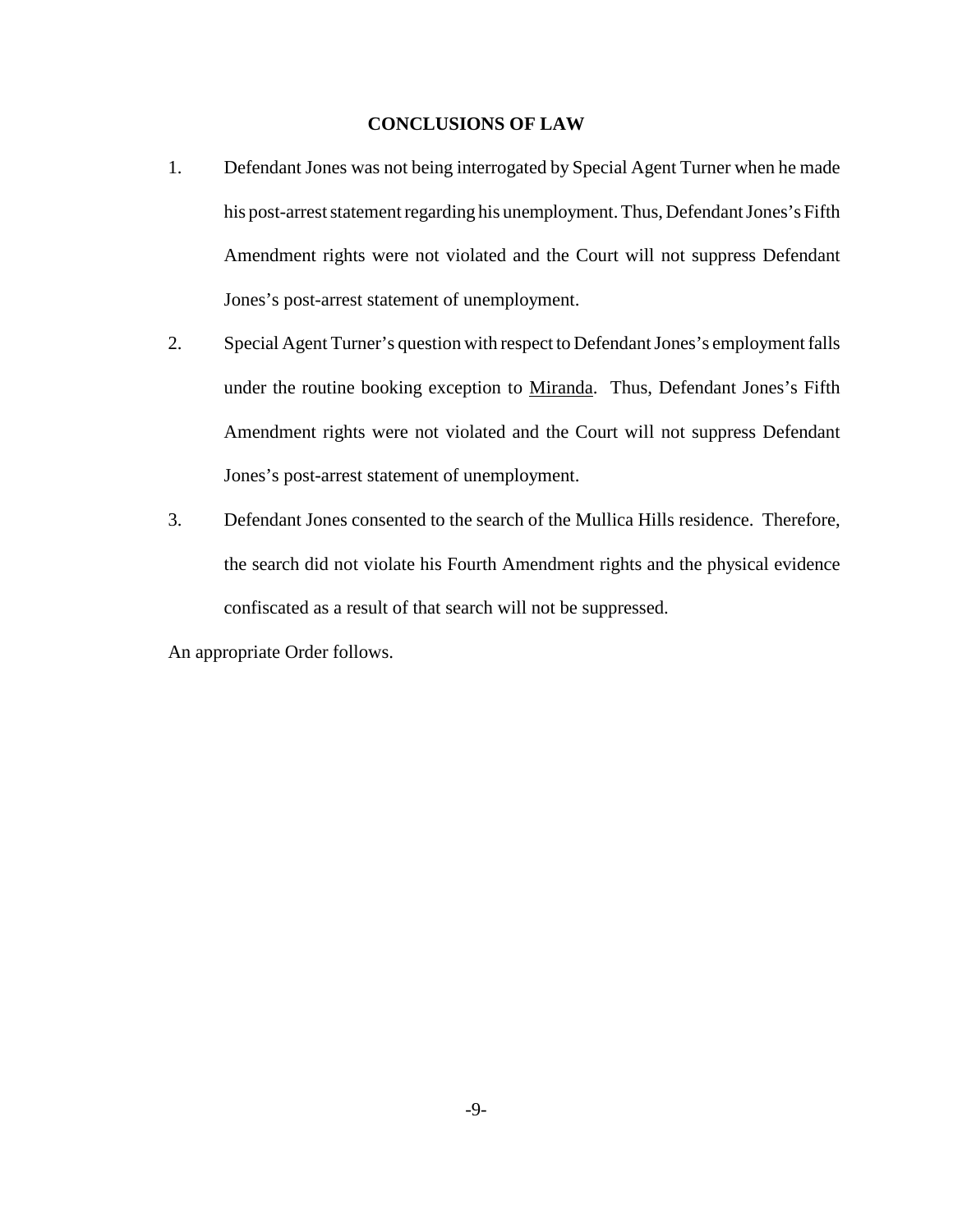## CONCLUSIONS OF LAW

1. Defendant Jones was not being interrogated by Special Agent Turner when he made his post-arrest statement regarding his unemployment. Thus, Defendant Jones's Fifth Amendment rights were not violated and the Court will not suppress Defendant Jones's post-arrest statement of unemployment.

2. Special Agent Turner's question with respect to Defendant Jones's employment falls under the routine booking exception to Miranda. Thus, Defendant Jones's Fifth Amendment rights were not violated and the Court will not suppress Defendant Jones's post-arrest statement of unemployment.

3. Defendant Jones consented to the search of the Mullica Hills residence. Therefore, the search did not violate his Fourth Amendment rights and the physical evidence confiscated as a result of that search will not be suppressed.

An appropriate Order follows.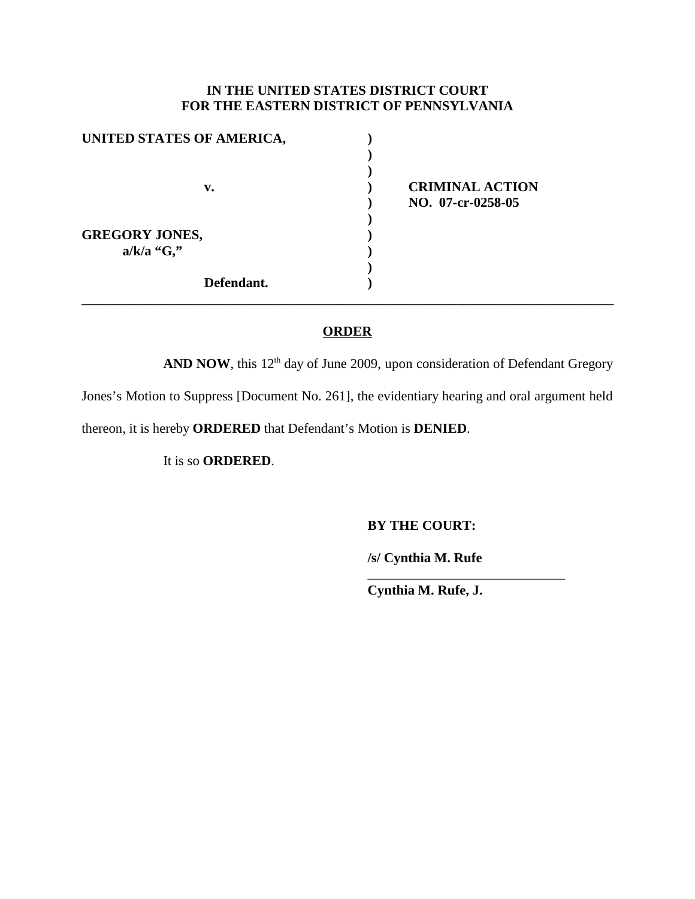**IN THE UNITED STATES DISTRICT COURT**
**FOR THE EASTERN DISTRICT OF PENNSYLVANIA**

| | | |
|---|---|---|
| **UNITED STATES OF AMERICA,** | ) | |
| | ) | |
| | ) | |
| **v.** | ) | **CRIMINAL ACTION** |
| | ) | **NO. 07-cr-0258-05** |
| | ) | |
| **GREGORY JONES,** | ) | |
| **a/k/a "G,"** | ) | |
| | ) | |
| **Defendant.** | ) | |

---

**ORDER**

**AND NOW**, this 12th day of June 2009, upon consideration of Defendant Gregory Jones's Motion to Suppress [Document No. 261], the evidentiary hearing and oral argument held thereon, it is hereby **ORDERED** that Defendant's Motion is **DENIED**.

It is so **ORDERED**.

**BY THE COURT:**

**/s/ Cynthia M. Rufe**
\_\_\_\_\_\_\_\_\_\_\_\_\_\_\_\_\_\_\_\_\_\_\_\_\_\_\_\_\_\_
**Cynthia M. Rufe, J.**